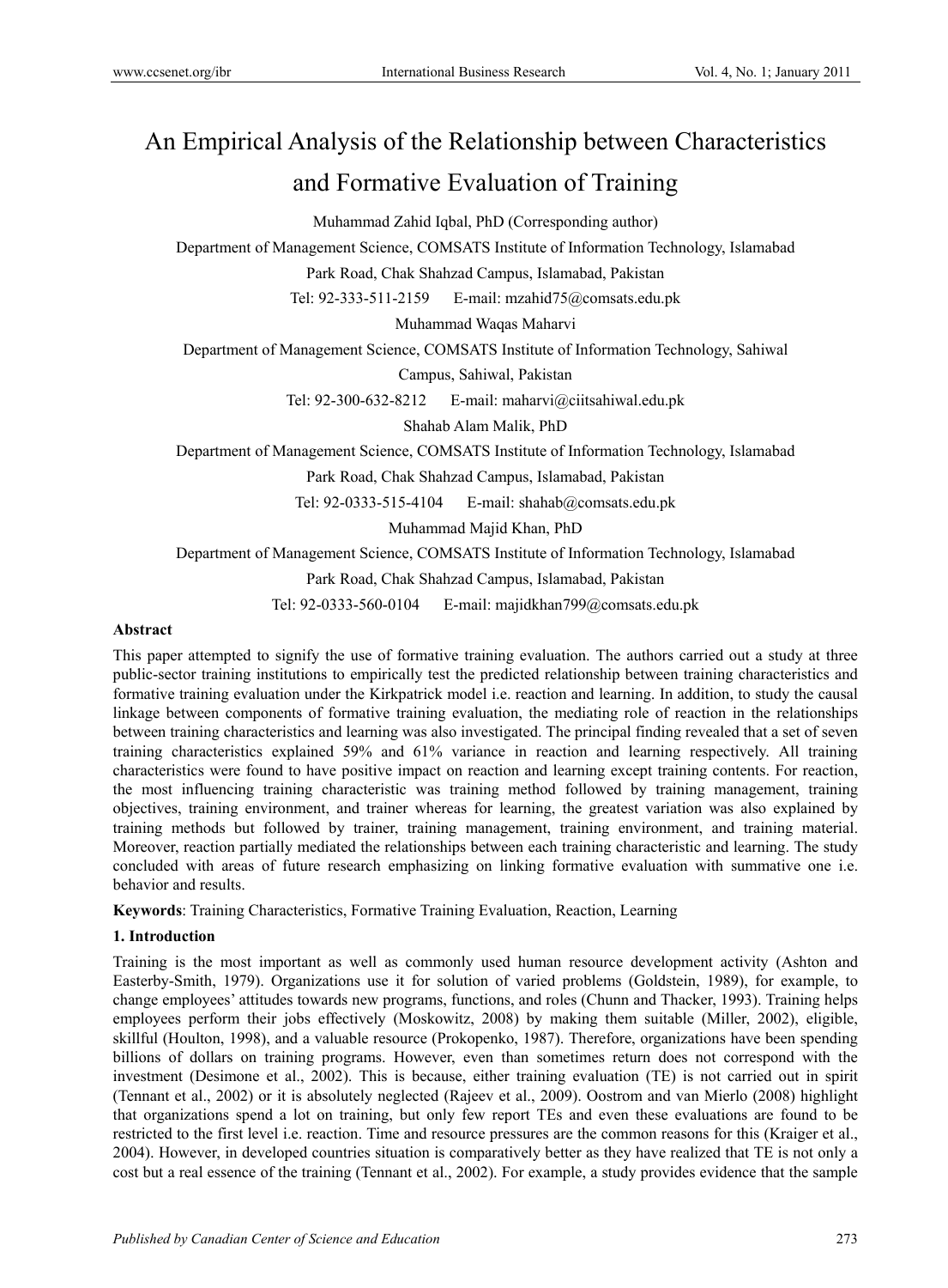# An Empirical Analysis of the Relationship between Characteristics and Formative Evaluation of Training

Muhammad Zahid Iqbal, PhD (Corresponding author)

Department of Management Science, COMSATS Institute of Information Technology, Islamabad

Park Road, Chak Shahzad Campus, Islamabad, Pakistan

Tel: 92-333-511-2159 E-mail: mzahid75@comsats.edu.pk

Muhammad Waqas Maharvi

Department of Management Science, COMSATS Institute of Information Technology, Sahiwal Campus, Sahiwal, Pakistan

Tel: 92-300-632-8212 E-mail: maharvi@ciitsahiwal.edu.pk

Shahab Alam Malik, PhD

Department of Management Science, COMSATS Institute of Information Technology, Islamabad

Park Road, Chak Shahzad Campus, Islamabad, Pakistan

Tel: 92-0333-515-4104 E-mail: shahab@comsats.edu.pk

Muhammad Majid Khan, PhD

Department of Management Science, COMSATS Institute of Information Technology, Islamabad

Park Road, Chak Shahzad Campus, Islamabad, Pakistan

Tel: 92-0333-560-0104 E-mail: majidkhan799@comsats.edu.pk

### Abstract

This paper attempted to signify the use of formative training evaluation. The authors carried out a study at three public-sector training institutions to empirically test the predicted relationship between training characteristics and formative training evaluation under the Kirkpatrick model i.e. reaction and learning. In addition, to study the causal linkage between components of formative training evaluation, the mediating role of reaction in the relationships between training characteristics and learning was also investigated. The principal finding revealed that a set of seven training characteristics explained 59% and 61% variance in reaction and learning respectively. All training characteristics were found to have positive impact on reaction and learning except training contents. For reaction, the most influencing training characteristic was training method followed by training management, training objectives, training environment, and trainer whereas for learning, the greatest variation was also explained by training methods but followed by trainer, training management, training environment, and training material. Moreover, reaction partially mediated the relationships between each training characteristic and learning. The study concluded with areas of future research emphasizing on linking formative evaluation with summative one i.e. behavior and results.

**Keywords**: Training Characteristics, Formative Training Evaluation, Reaction, Learning

## 1. Introduction

Training is the most important as well as commonly used human resource development activity (Ashton and Easterby-Smith, 1979). Organizations use it for solution of varied problems (Goldstein, 1989), for example, to change employees' attitudes towards new programs, functions, and roles (Chunn and Thacker, 1993). Training helps employees perform their jobs effectively (Moskowitz, 2008) by making them suitable (Miller, 2002), eligible, skillful (Houlton, 1998), and a valuable resource (Prokopenko, 1987). Therefore, organizations have been spending billions of dollars on training programs. However, even than sometimes return does not correspond with the investment (Desimone et al., 2002). This is because, either training evaluation (TE) is not carried out in spirit (Tennant et al., 2002) or it is absolutely neglected (Rajeev et al., 2009). Oostrom and van Mierlo (2008) highlight that organizations spend a lot on training, but only few report TEs and even these evaluations are found to be restricted to the first level i.e. reaction. Time and resource pressures are the common reasons for this (Kraiger et al., 2004). However, in developed countries situation is comparatively better as they have realized that TE is not only a cost but a real essence of the training (Tennant et al., 2002). For example, a study provides evidence that the sample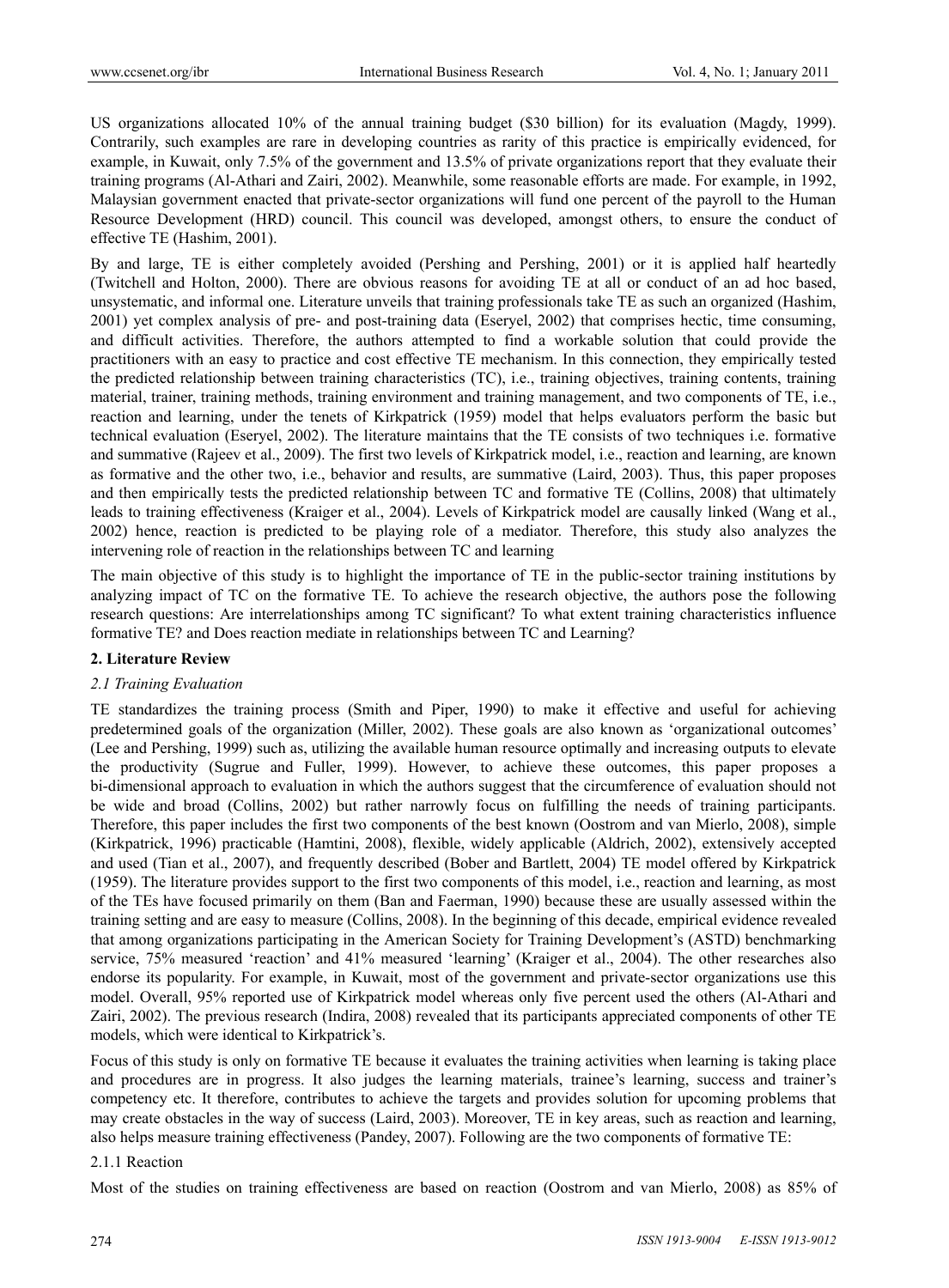US organizations allocated 10% of the annual training budget ($30 billion) for its evaluation (Magdy, 1999). Contrarily, such examples are rare in developing countries as rarity of this practice is empirically evidenced, for example, in Kuwait, only 7.5% of the government and 13.5% of private organizations report that they evaluate their training programs (Al-Athari and Zairi, 2002). Meanwhile, some reasonable efforts are made. For example, in 1992, Malaysian government enacted that private-sector organizations will fund one percent of the payroll to the Human Resource Development (HRD) council. This council was developed, amongst others, to ensure the conduct of effective TE (Hashim, 2001).

By and large, TE is either completely avoided (Pershing and Pershing, 2001) or it is applied half heartedly (Twitchell and Holton, 2000). There are obvious reasons for avoiding TE at all or conduct of an ad hoc based, unsystematic, and informal one. Literature unveils that training professionals take TE as such an organized (Hashim, 2001) yet complex analysis of pre- and post-training data (Eseryel, 2002) that comprises hectic, time consuming, and difficult activities. Therefore, the authors attempted to find a workable solution that could provide the practitioners with an easy to practice and cost effective TE mechanism. In this connection, they empirically tested the predicted relationship between training characteristics (TC), i.e., training objectives, training contents, training material, trainer, training methods, training environment and training management, and two components of TE, i.e., reaction and learning, under the tenets of Kirkpatrick (1959) model that helps evaluators perform the basic but technical evaluation (Eseryel, 2002). The literature maintains that the TE consists of two techniques i.e. formative and summative (Rajeev et al., 2009). The first two levels of Kirkpatrick model, i.e., reaction and learning, are known as formative and the other two, i.e., behavior and results, are summative (Laird, 2003). Thus, this paper proposes and then empirically tests the predicted relationship between TC and formative TE (Collins, 2008) that ultimately leads to training effectiveness (Kraiger et al., 2004). Levels of Kirkpatrick model are causally linked (Wang et al., 2002) hence, reaction is predicted to be playing role of a mediator. Therefore, this study also analyzes the intervening role of reaction in the relationships between TC and learning

The main objective of this study is to highlight the importance of TE in the public-sector training institutions by analyzing impact of TC on the formative TE. To achieve the research objective, the authors pose the following research questions: Are interrelationships among TC significant? To what extent training characteristics influence formative TE? and Does reaction mediate in relationships between TC and Learning?

## 2. Literature Review

### *2.1 Training Evaluation*

TE standardizes the training process (Smith and Piper, 1990) to make it effective and useful for achieving predetermined goals of the organization (Miller, 2002). These goals are also known as 'organizational outcomes' (Lee and Pershing, 1999) such as, utilizing the available human resource optimally and increasing outputs to elevate the productivity (Sugrue and Fuller, 1999). However, to achieve these outcomes, this paper proposes a bi-dimensional approach to evaluation in which the authors suggest that the circumference of evaluation should not be wide and broad (Collins, 2002) but rather narrowly focus on fulfilling the needs of training participants. Therefore, this paper includes the first two components of one of the best known (Oostrom and van Mierlo, 2008), simple (Kirkpatrick, 1996) practicable (Hamtini, 2008), flexible, widely applicable (Aldrich, 2002), extensively accepted and used (Tian et al., 2007), and frequently described (Bober and Bartlett, 2004) TE model offered by Kirkpatrick (1959). The literature provides support to the first two components of this model, i.e., reaction and learning, as most of the TEs have focused primarily on them (Ban and Faerman, 1990) because these are usually assessed within the training setting and are easy to measure (Collins, 2008). In the beginning of this decade, empirical evidence revealed that among organizations participating in the American Society for Training Development's (ASTD) benchmarking service, 75% measured 'reaction' and 41% measured 'learning' (Kraiger et al., 2004). The other researches also endorse its popularity. For example, in Kuwait, most of the government and private-sector organizations use this model. Overall, 95% reported use of Kirkpatrick model whereas only five percent used the others (Al-Athari and Zairi, 2002). The previous research (Indira, 2008) revealed that its participants appreciated components of other TE models, which were identical to Kirkpatrick's.

Focus of this study is only on formative TE because it evaluates the training activities when learning is taking place and procedures are in progress. It also judges the learning materials, trainee's learning, success and trainer's competency etc. It therefore, contributes to achieve the targets and provides solution for upcoming problems that may create obstacles in the way of success (Laird, 2003). Moreover, TE in key areas, such as reaction and learning, also helps measure training effectiveness (Pandey, 2007). Following are the two components of formative TE:

#### 2.1.1 Reaction

Most of the studies on training effectiveness are based on reaction (Oostrom and van Mierlo, 2008) as 85% of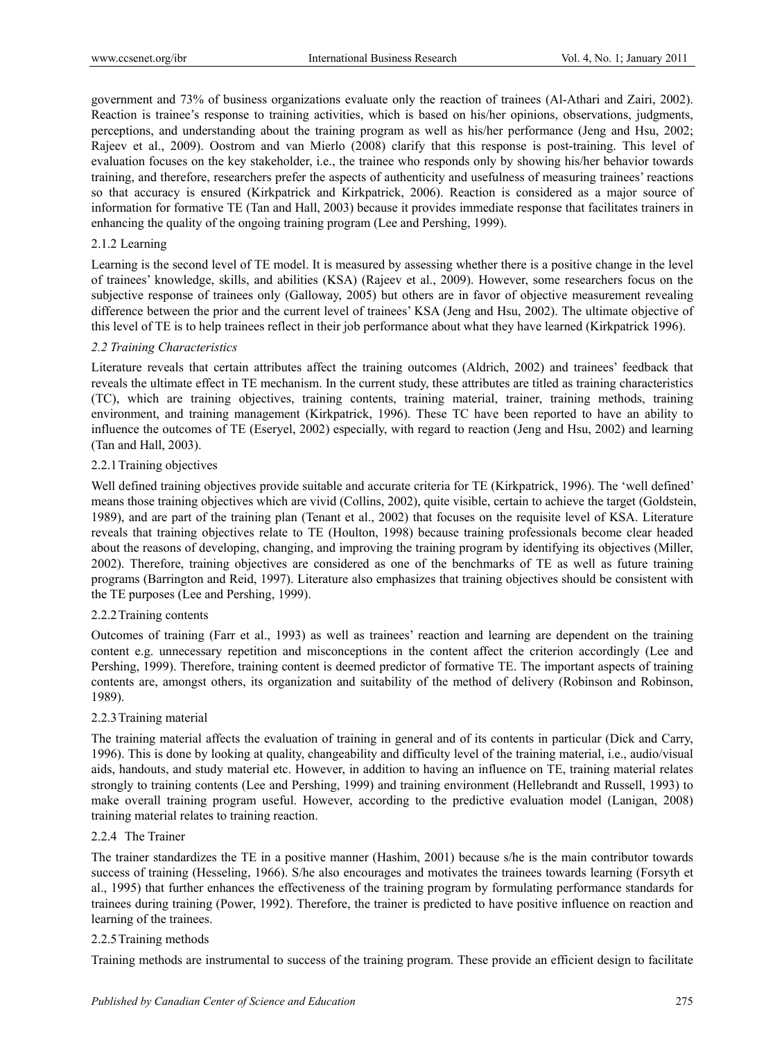government and 73% of business organizations evaluate only the reaction of trainees (Al-Athari and Zairi, 2002). Reaction is trainee's response to training activities, which is based on his/her opinions, observations, judgments, perceptions, and understanding about the training program as well as his/her performance (Jeng and Hsu, 2002; Rajeev et al., 2009). Oostrom and van Mierlo (2008) clarify that this response is post-training. This level of evaluation focuses on the key stakeholder, i.e., the trainee who responds only by showing his/her behavior towards training, and therefore, researchers prefer the aspects of authenticity and usefulness of measuring trainees' reactions so that accuracy is ensured (Kirkpatrick and Kirkpatrick, 2006). Reaction is considered as a major source of information for formative TE (Tan and Hall, 2003) because it provides immediate response that facilitates trainers in enhancing the quality of the ongoing training program (Lee and Pershing, 1999).

#### 2.1.2 Learning

Learning is the second level of TE model. It is measured by assessing whether there is a positive change in the level of trainees' knowledge, skills, and abilities (KSA) (Rajeev et al., 2009). However, some researchers focus on the subjective response of trainees only (Galloway, 2005) but others are in favor of objective measurement revealing difference between the prior and the current level of trainees' KSA (Jeng and Hsu, 2002). The ultimate objective of this level of TE is to help trainees reflect in their job performance about what they have learned (Kirkpatrick 1996).

### *2.2 Training Characteristics*

Literature reveals that certain attributes affect the training outcomes (Aldrich, 2002) and trainees' feedback that reveals the ultimate effect in TE mechanism. In the current study, these attributes are titled as training characteristics (TC), which are training objectives, training contents, training material, trainer, training methods, training environment, and training management (Kirkpatrick, 1996). These TC have been reported to have an ability to influence the outcomes of TE (Eseryel, 2002) especially, with regard to reaction (Jeng and Hsu, 2002) and learning (Tan and Hall, 2003).

#### 2.2.1 Training objectives

Well defined training objectives provide suitable and accurate criteria for TE (Kirkpatrick, 1996). The 'well defined' means those training objectives which are vivid (Collins, 2002), quite visible, certain to achieve the target (Goldstein, 1989), and are part of the training plan (Tenant et al., 2002) that focuses on the requisite level of KSA. Literature reveals that training objectives relate to TE (Houlton, 1998) because training professionals become clear headed about the reasons of developing, changing, and improving the training program by identifying its objectives (Miller, 2002). Therefore, training objectives are considered as one of the benchmarks of TE as well as future training programs (Barrington and Reid, 1997). Literature also emphasizes that training objectives should be consistent with the TE purposes (Lee and Pershing, 1999).

#### 2.2.2 Training contents

Outcomes of training (Farr et al., 1993) as well as trainees' reaction and learning are dependent on the training content e.g. unnecessary repetition and misconceptions in the content affect the criterion accordingly (Lee and Pershing, 1999). Therefore, training content is deemed predictor of formative TE. The important aspects of training contents are, amongst others, its organization and suitability of the method of delivery (Robinson and Robinson, 1989).

#### 2.2.3 Training material

The training material affects the evaluation of training in general and of its contents in particular (Dick and Carry, 1996). This is done by looking at quality, changeability and difficulty level of the training material, i.e., audio/visual aids, handouts, and study material etc. However, in addition to having an influence on TE, training material relates strongly to training contents (Lee and Pershing, 1999) and training environment (Hellebrandt and Russell, 1993) to make overall training program useful. However, according to the predictive evaluation model (Lanigan, 2008) training material relates to training reaction.

#### 2.2.4 The Trainer

The trainer standardizes the TE in a positive manner (Hashim, 2001) because s/he is the main contributor towards success of training (Hesseling, 1966). S/he also encourages and motivates the trainees towards learning (Forsyth et al., 1995) that further enhances the effectiveness of the training program by formulating performance standards for trainees during training (Power, 1992). Therefore, the trainer is predicted to have positive influence on reaction and learning of the trainees.

#### 2.2.5 Training methods

Training methods are instrumental to success of the training program. These provide an efficient design to facilitate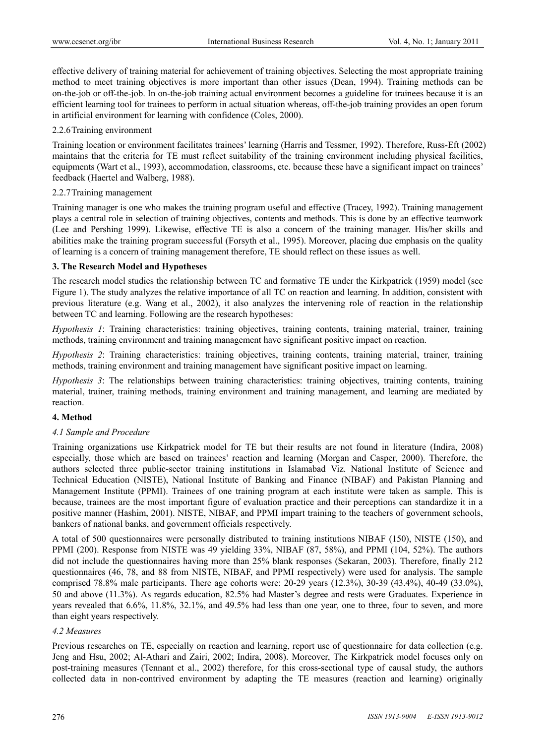effective delivery of training material for achievement of training objectives. Selecting the most appropriate training method to meet training objectives is more important than other issues (Dean, 1994). Training methods can be on-the-job or off-the-job. In on-the-job training actual environment becomes a guideline for trainees because it is an efficient learning tool for trainees to perform in actual situation whereas, off-the-job training provides an open forum in artificial environment for learning with confidence (Coles, 2000).

### 2.2.6 Training environment

Training location or environment facilitates trainees' learning (Harris and Tessmer, 1992). Therefore, Russ-Eft (2002) maintains that the criteria for TE must reflect suitability of the training environment including physical facilities, equipments (Wart et al., 1993), accommodation, classrooms, etc. because these have a significant impact on trainees' feedback (Haertel and Walberg, 1988).

### 2.2.7 Training management

Training manager is one who makes the training program useful and effective (Tracey, 1992). Training management plays a central role in selection of training objectives, contents and methods. This is done by an effective teamwork (Lee and Pershing 1999). Likewise, effective TE is also a concern of the training manager. His/her skills and abilities make the training program successful (Forsyth et al., 1995). Moreover, placing due emphasis on the quality of learning is a concern of training management therefore, TE should reflect on these issues as well.

## 3. The Research Model and Hypotheses

The research model studies the relationship between TC and formative TE under the Kirkpatrick (1959) model (see Figure 1). The study analyzes the relative importance of all TC on reaction and learning. In addition, consistent with previous literature (e.g. Wang et al., 2002), it also analyzes the intervening role of reaction in the relationship between TC and learning. Following are the research hypotheses:

*Hypothesis 1*: Training characteristics: training objectives, training contents, training material, trainer, training methods, training environment and training management have significant positive impact on reaction.

*Hypothesis 2*: Training characteristics: training objectives, training contents, training material, trainer, training methods, training environment and training management have significant positive impact on learning.

*Hypothesis 3*: The relationships between training characteristics: training objectives, training contents, training material, trainer, training methods, training environment and training management, and learning are mediated by reaction.

## 4. Method

### 4.1 Sample and Procedure

Training organizations use Kirkpatrick model for TE but their results are not found in literature (Indira, 2008) especially, those which are based on trainees' reaction and learning (Morgan and Casper, 2000). Therefore, the authors selected three public-sector training institutions in Islamabad Viz. National Institute of Science and Technical Education (NISTE), National Institute of Banking and Finance (NIBAF) and Pakistan Planning and Management Institute (PPMI). Trainees of one training program at each institute were taken as sample. This is because, trainees are the most important figure of evaluation practice and their perceptions can standardize it in a positive manner (Hashim, 2001). NISTE, NIBAF, and PPMI impart training to the teachers of government schools, bankers of national banks, and government officials respectively.

A total of 500 questionnaires were personally distributed to training institutions NIBAF (150), NISTE (150), and PPMI (200). Response from NISTE was 49 yielding 33%, NIBAF (87, 58%), and PPMI (104, 52%). The authors did not include the questionnaires having more than 25% blank responses (Sekaran, 2003). Therefore, finally 212 questionnaires (46, 78, and 88 from NISTE, NIBAF, and PPMI respectively) were used for analysis. The sample comprised 78.8% male participants. There age cohorts were: 20-29 years (12.3%), 30-39 (43.4%), 40-49 (33.0%), 50 and above (11.3%). As regards education, 82.5% had Master's degree and rests were Graduates. Experience in years revealed that 6.6%, 11.8%, 32.1%, and 49.5% had less than one year, one to three, four to seven, and more than eight years respectively.

### 4.2 Measures

Previous researches on TE, especially on reaction and learning, report use of questionnaire for data collection (e.g. Jeng and Hsu, 2002; Al-Athari and Zairi, 2002; Indira, 2008). Moreover, The Kirkpatrick model focuses only on post-training measures (Tennant et al., 2002) therefore, for this cross-sectional type of causal study, the authors collected data in non-contrived environment by adapting the TE measures (reaction and learning) originally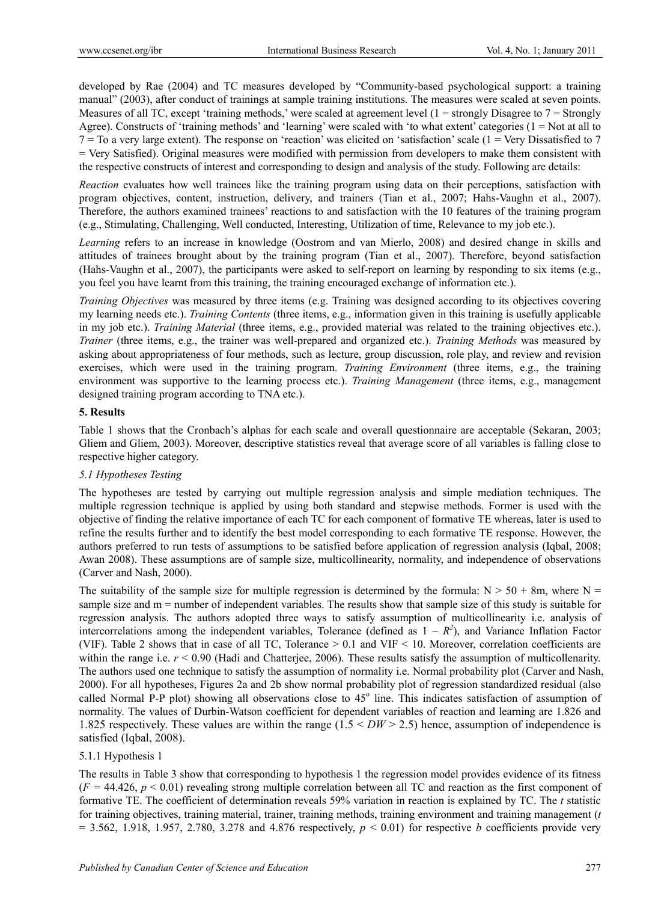developed by Rae (2004) and TC measures developed by "Community-based psychological support: a training manual" (2003), after conduct of trainings at sample training institutions. The measures were scaled at seven points. Measures of all TC, except 'training methods,' were scaled at agreement level (1 = strongly Disagree to 7 = Strongly Agree). Constructs of 'training methods' and 'learning' were scaled with 'to what extent' categories (1 = Not at all to 7 = To a very large extent). The response on 'reaction' was elicited on 'satisfaction' scale (1 = Very Dissatisfied to 7 = Very Satisfied). Original measures were modified with permission from developers to make them consistent with the respective constructs of interest and corresponding to design and analysis of the study. Following are details:

*Reaction* evaluates how well trainees like the training program using data on their perceptions, satisfaction with program objectives, content, instruction, delivery, and trainers (Tian et al., 2007; Hahs-Vaughn et al., 2007). Therefore, the authors examined trainees' reactions to and satisfaction with the 10 features of the training program (e.g., Stimulating, Challenging, Well conducted, Interesting, Utilization of time, Relevance to my job etc.).

*Learning* refers to an increase in knowledge (Oostrom and van Mierlo, 2008) and desired change in skills and attitudes of trainees brought about by the training program (Tian et al., 2007). Therefore, beyond satisfaction (Hahs-Vaughn et al., 2007), the participants were asked to self-report on learning by responding to six items (e.g., you feel you have learnt from this training, the training encouraged exchange of information etc.).

*Training Objectives* was measured by three items (e.g. Training was designed according to its objectives covering my learning needs etc.). *Training Contents* (three items, e.g., information given in this training is usefully applicable in my job etc.). *Training Material* (three items, e.g., provided material was related to the training objectives etc.). *Trainer* (three items, e.g., the trainer was well-prepared and organized etc.). *Training Methods* was measured by asking about appropriateness of four methods, such as lecture, group discussion, role play, and review and revision exercises, which were used in the training program. *Training Environment* (three items, e.g., the training environment was supportive to the learning process etc.). *Training Management* (three items, e.g., management designed training program according to TNA etc.).

## 5. Results

Table 1 shows that the Cronbach's alphas for each scale and overall questionnaire are acceptable (Sekaran, 2003; Gliem and Gliem, 2003). Moreover, descriptive statistics reveal that average score of all variables is falling close to respective higher category.

### *5.1 Hypotheses Testing*

The hypotheses are tested by carrying out multiple regression analysis and simple mediation techniques. The multiple regression technique is applied by using both standard and stepwise methods. Former is used with the objective of finding the relative importance of each TC for each component of formative TE whereas, later is used to refine the results further and to identify the best model corresponding to each formative TE response. However, the authors preferred to run tests of assumptions to be satisfied before application of regression analysis (Iqbal, 2008; Awan 2008). These assumptions are of sample size, multicollinearity, normality, and independence of observations (Carver and Nash, 2000).

The suitability of the sample size for multiple regression is determined by the formula: $N > 50 + 8m$, where N = sample size and m = number of independent variables. The results show that sample size of this study is suitable for regression analysis. The authors adopted three ways to satisfy assumption of multicollinearity i.e. analysis of intercorrelations among the independent variables, Tolerance (defined as $1 - R^2$), and Variance Inflation Factor (VIF). Table 2 shows that in case of all TC, Tolerance > 0.1 and VIF < 10. Moreover, correlation coefficients are within the range i.e. $r < 0.90$ (Hadi and Chatterjee, 2006). These results satisfy the assumption of multicollenarity. The authors used one technique to satisfy the assumption of normality i.e. Normal probability plot (Carver and Nash, 2000). For all hypotheses, Figures 2a and 2b show normal probability plot of regression standardized residual (also called Normal P-P plot) showing all observations close to $45^{o}$ line. This indicates satisfaction of assumption of normality. The values of Durbin-Watson coefficient for dependent variables of reaction and learning are 1.826 and 1.825 respectively. These values are within the range ($1.5 < DW > 2.5$) hence, assumption of independence is satisfied (Iqbal, 2008).

#### 5.1.1 Hypothesis 1

The results in Table 3 show that corresponding to hypothesis 1 the regression model provides evidence of its fitness ($F = 44.426$, $p < 0.01$) revealing strong multiple correlation between all TC and reaction as the first component of formative TE. The coefficient of determination reveals 59% variation in reaction is explained by TC. The *t* statistic for training objectives, training material, trainer, training methods, training environment and training management ($t = 3.562$, 1.918, 1.957, 2.780, 3.278 and 4.876 respectively, $p < 0.01$) for respective *b* coefficients provide very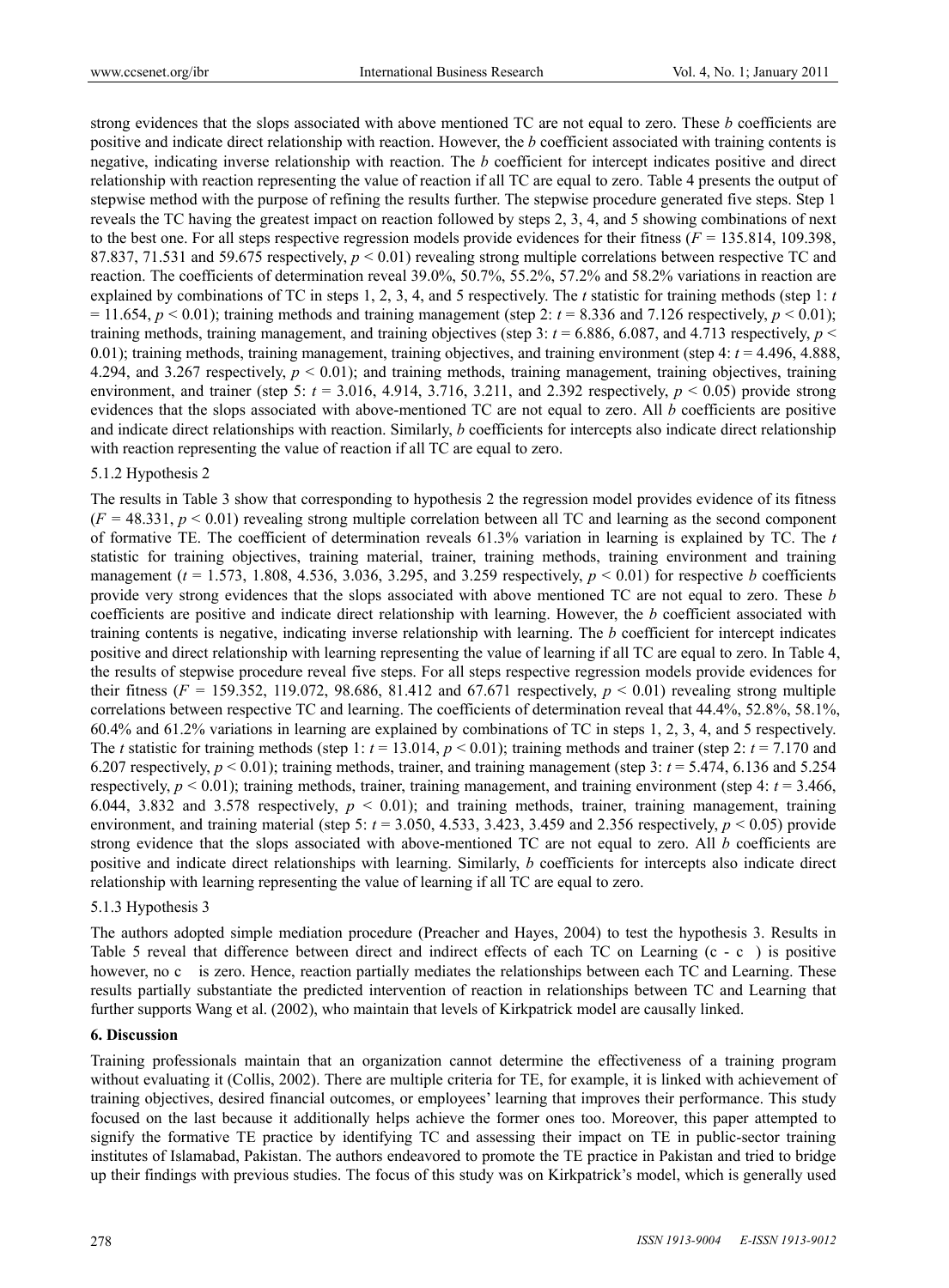strong evidences that the slops associated with above mentioned TC are not equal to zero. These *b* coefficients are positive and indicate direct relationship with reaction. However, the *b* coefficient associated with training contents is negative, indicating inverse relationship with reaction. The *b* coefficient for intercept indicates positive and direct relationship with reaction representing the value of reaction if all TC are equal to zero. Table 4 presents the output of stepwise method with the purpose of refining the results further. The stepwise procedure generated five steps. Step 1 reveals the TC having the greatest impact on reaction followed by steps 2, 3, 4, and 5 showing combinations of next to the best one. For all steps respective regression models provide evidences for their fitness ($F$ = 135.814, 109.398, 87.837, 71.531 and 59.675 respectively, $p < 0.01$) revealing strong multiple correlations between respective TC and reaction. The coefficients of determination reveal 39.0%, 50.7%, 55.2%, 57.2% and 58.2% variations in reaction are explained by combinations of TC in steps 1, 2, 3, 4, and 5 respectively. The *t* statistic for training methods (step 1: $t = 11.654$, $p < 0.01$); training methods and training management (step 2: $t$ = 8.336 and 7.126 respectively, $p < 0.01$); training methods, training management, and training objectives (step 3: $t$ = 6.886, 6.087, and 4.713 respectively, $p < 0.01$); training methods, training management, training objectives, and training environment (step 4: $t$ = 4.496, 4.888, 4.294, and 3.267 respectively, $p < 0.01$); and training methods, training management, training objectives, training environment, and trainer (step 5: $t$ = 3.016, 4.914, 3.716, 3.211, and 2.392 respectively, $p < 0.05$) provide strong evidences that the slops associated with above-mentioned TC are not equal to zero. All *b* coefficients are positive and indicate direct relationships with reaction. Similarly, *b* coefficients for intercepts also indicate direct relationship with reaction representing the value of reaction if all TC are equal to zero.

### 5.1.2 Hypothesis 2

The results in Table 3 show that corresponding to hypothesis 2 the regression model provides evidence of its fitness ($F = 48.331$, $p < 0.01$) revealing strong multiple correlation between all TC and learning as the second component of formative TE. The coefficient of determination reveals 61.3% variation in learning is explained by TC. The *t* statistic for training objectives, training material, trainer, training methods, training environment and training management ($t$ = 1.573, 1.808, 4.536, 3.036, 3.295, and 3.259 respectively, $p < 0.01$) for respective *b* coefficients provide very strong evidences that the slops associated with above mentioned TC are not equal to zero. These *b* coefficients are positive and indicate direct relationship with learning. However, the *b* coefficient associated with training contents is negative, indicating inverse relationship with learning. The *b* coefficient for intercept indicates positive and direct relationship with learning representing the value of learning if all TC are equal to zero. In Table 4, the results of stepwise procedure reveal five steps. For all steps respective regression models provide evidences for their fitness ($F$ = 159.352, 119.072, 98.686, 81.412 and 67.671 respectively, $p < 0.01$) revealing strong multiple correlations between respective TC and learning. The coefficients of determination reveal that 44.4%, 52.8%, 58.1%, 60.4% and 61.2% variations in learning are explained by combinations of TC in steps 1, 2, 3, 4, and 5 respectively. The *t* statistic for training methods (step 1: $t = 13.014$, $p < 0.01$); training methods and trainer (step 2: $t$ = 7.170 and 6.207 respectively, $p < 0.01$); training methods, trainer, and training management (step 3: $t$ = 5.474, 6.136 and 5.254 respectively, $p < 0.01$); training methods, trainer, training management, and training environment (step 4: $t$ = 3.466, 6.044, 3.832 and 3.578 respectively, $p < 0.01$); and training methods, trainer, training management, training environment, and training material (step 5: $t$ = 3.050, 4.533, 3.423, 3.459 and 2.356 respectively, $p < 0.05$) provide strong evidence that the slops associated with above-mentioned TC are not equal to zero. All *b* coefficients are positive and indicate direct relationships with learning. Similarly, *b* coefficients for intercepts also indicate direct relationship with learning representing the value of learning if all TC are equal to zero.

### 5.1.3 Hypothesis 3

The authors adopted simple mediation procedure (Preacher and Hayes, 2004) to test the hypothesis 3. Results in Table 5 reveal that difference between direct and indirect effects of each TC on Learning (c - c ) is positive however, no c is zero. Hence, reaction partially mediates the relationships between each TC and Learning. These results partially substantiate the predicted intervention of reaction in relationships between TC and Learning that further supports Wang et al. (2002), who maintain that levels of Kirkpatrick model are causally linked.

## 6. Discussion

Training professionals maintain that an organization cannot determine the effectiveness of a training program without evaluating it (Collis, 2002). There are multiple criteria for TE, for example, it is linked with achievement of training objectives, desired financial outcomes, or employees' learning that improves their performance. This study focused on the last because it additionally helps achieve the former ones too. Moreover, this paper attempted to signify the formative TE practice by identifying TC and assessing their impact on TE in public-sector training institutes of Islamabad, Pakistan. The authors endeavored to promote the TE practice in Pakistan and tried to bridge up their findings with previous studies. The focus of this study was on Kirkpatrick's model, which is generally used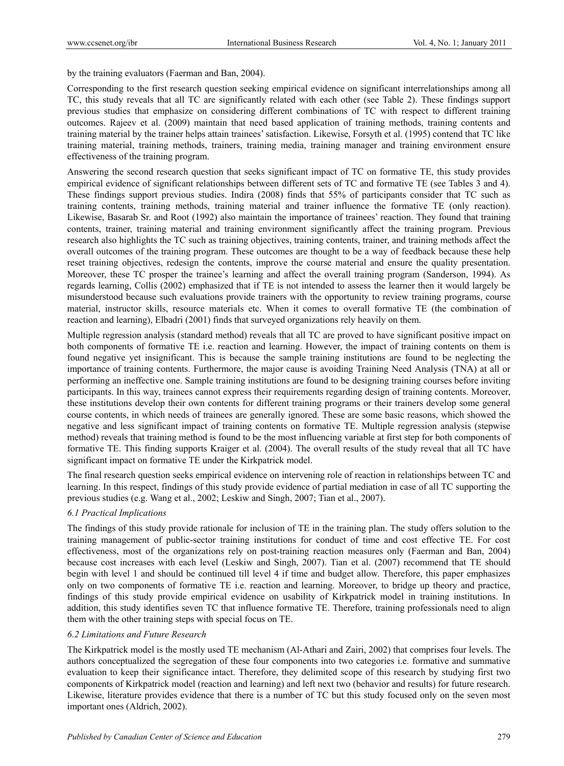by the training evaluators (Faerman and Ban, 2004).

Corresponding to the first research question seeking empirical evidence on significant interrelationships among all TC, this study reveals that all TC are significantly related with each other (see Table 2). These findings support previous studies that emphasize on considering different combinations of TC with respect to different training outcomes. Rajeev et al. (2009) maintain that need based application of training methods, training contents and training material by the trainer helps attain trainees' satisfaction. Likewise, Forsyth et al. (1995) contend that TC like training material, training methods, trainers, training media, training manager and training environment ensure effectiveness of the training program.

Answering the second research question that seeks significant impact of TC on formative TE, this study provides empirical evidence of significant relationships between different sets of TC and formative TE (see Tables 3 and 4). These findings support previous studies. Indira (2008) finds that 55% of participants consider that TC such as training contents, training methods, training material and trainer influence the formative TE (only reaction). Likewise, Basarab Sr. and Root (1992) also maintain the importance of trainees' reaction. They found that training contents, trainer, training material and training environment significantly affect the training program. Previous research also highlights the TC such as training objectives, training contents, trainer, and training methods affect the overall outcomes of the training program. These outcomes are thought to be a way of feedback because these help reset training objectives, redesign the contents, improve the course material and ensure the quality presentation. Moreover, these TC prosper the trainee's learning and affect the overall training program (Sanderson, 1994). As regards learning, Collis (2002) emphasized that if TE is not intended to assess the learner then it would largely be misunderstood because such evaluations provide trainers with the opportunity to review training programs, course material, instructor skills, resource materials etc. When it comes to overall formative TE (the combination of reaction and learning), Elbadri (2001) finds that surveyed organizations rely heavily on them.

Multiple regression analysis (standard method) reveals that all TC are proved to have significant positive impact on both components of formative TE i.e. reaction and learning. However, the impact of training contents on them is found negative yet insignificant. This is because the sample training institutions are found to be neglecting the importance of training contents. Furthermore, the major cause is avoiding Training Need Analysis (TNA) at all or performing an ineffective one. Sample training institutions are found to be designing training courses before inviting participants. In this way, trainees cannot express their requirements regarding design of training contents. Moreover, these institutions develop their own contents for different training programs or their trainers develop some general course contents, in which needs of trainees are generally ignored. These are some basic reasons, which showed the negative and less significant impact of training contents on formative TE. Multiple regression analysis (stepwise method) reveals that training method is found to be the most influencing variable at first step for both components of formative TE. This finding supports Kraiger et al. (2004). The overall results of the study reveal that all TC have significant impact on formative TE under the Kirkpatrick model.

The final research question seeks empirical evidence on intervening role of reaction in relationships between TC and learning. In this respect, findings of this study provide evidence of partial mediation in case of all TC supporting the previous studies (e.g. Wang et al., 2002; Leskiw and Singh, 2007; Tian et al., 2007).

### *6.1 Practical Implications*

The findings of this study provide rationale for inclusion of TE in the training plan. The study offers solution to the training management of public-sector training institutions for conduct of time and cost effective TE. For cost effectiveness, most of the organizations rely on post-training reaction measures only (Faerman and Ban, 2004) because cost increases with each level (Leskiw and Singh, 2007). Tian et al. (2007) recommend that TE should begin with level 1 and should be continued till level 4 if time and budget allow. Therefore, this paper emphasizes only on two components of formative TE i.e. reaction and learning. Moreover, to bridge up theory and practice, findings of this study provide empirical evidence on usability of Kirkpatrick model in training institutions. In addition, this study identifies seven TC that influence formative TE. Therefore, training professionals need to align them with the other training steps with special focus on TE.

### *6.2 Limitations and Future Research*

The Kirkpatrick model is the mostly used TE mechanism (Al-Athari and Zairi, 2002) that comprises four levels. The authors conceptualized the segregation of these four components into two categories i.e. formative and summative evaluation to keep their significance intact. Therefore, they delimited scope of this research by studying first two components of Kirkpatrick model (reaction and learning) and left next two (behavior and results) for future research. Likewise, literature provides evidence that there is a number of TC but this study focused only on the seven most important ones (Aldrich, 2002).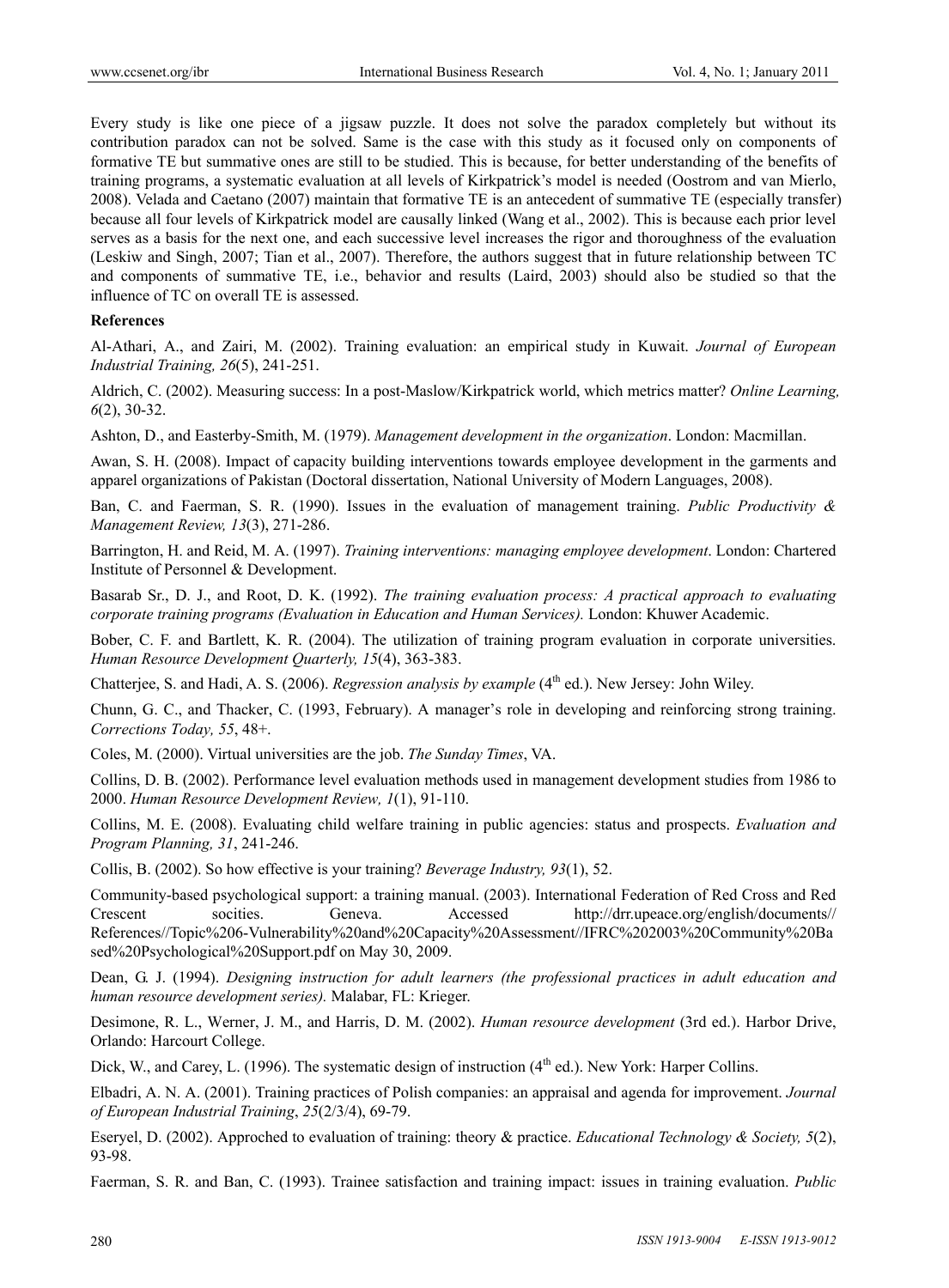Every study is like one piece of a jigsaw puzzle. It does not solve the paradox completely but without its contribution paradox can not be solved. Same is the case with this study as it focused only on components of formative TE but summative ones are still to be studied. This is because, for better understanding of the benefits of training programs, a systematic evaluation at all levels of Kirkpatrick's model is needed (Oostrom and van Mierlo, 2008). Velada and Caetano (2007) maintain that formative TE is an antecedent of summative TE (especially transfer) because all four levels of Kirkpatrick model are causally linked (Wang et al., 2002). This is because each prior level serves as a basis for the next one, and each successive level increases the rigor and thoroughness of the evaluation (Leskiw and Singh, 2007; Tian et al., 2007). Therefore, the authors suggest that in future relationship between TC and components of summative TE, i.e., behavior and results (Laird, 2003) should also be studied so that the influence of TC on overall TE is assessed.

**References**

Al-Athari, A., and Zairi, M. (2002). Training evaluation: an empirical study in Kuwait. *Journal of European Industrial Training, 26*(5), 241-251.

Aldrich, C. (2002). Measuring success: In a post-Maslow/Kirkpatrick world, which metrics matter? *Online Learning, 6*(2), 30-32.

Ashton, D., and Easterby-Smith, M. (1979). *Management development in the organization*. London: Macmillan.

Awan, S. H. (2008). Impact of capacity building interventions towards employee development in the garments and apparel organizations of Pakistan (Doctoral dissertation, National University of Modern Languages, 2008).

Ban, C. and Faerman, S. R. (1990). Issues in the evaluation of management training. *Public Productivity & Management Review, 13*(3), 271-286.

Barrington, H. and Reid, M. A. (1997). *Training interventions: managing employee development*. London: Chartered Institute of Personnel & Development.

Basarab Sr., D. J., and Root, D. K. (1992). *The training evaluation process: A practical approach to evaluating corporate training programs (Evaluation in Education and Human Services).* London: Khuwer Academic.

Bober, C. F. and Bartlett, K. R. (2004). The utilization of training program evaluation in corporate universities. *Human Resource Development Quarterly, 15*(4), 363-383.

Chatterjee, S. and Hadi, A. S. (2006). *Regression analysis by example* (4th ed.). New Jersey: John Wiley.

Chunn, G. C., and Thacker, C. (1993, February). A manager's role in developing and reinforcing strong training. *Corrections Today, 55*, 48+.

Coles, M. (2000). Virtual universities are the job. *The Sunday Times*, VA.

Collins, D. B. (2002). Performance level evaluation methods used in management development studies from 1986 to 2000. *Human Resource Development Review, 1*(1), 91-110.

Collins, M. E. (2008). Evaluating child welfare training in public agencies: status and prospects. *Evaluation and Program Planning, 31*, 241-246.

Collis, B. (2002). So how effective is your training? *Beverage Industry, 93*(1), 52.

Community-based psychological support: a training manual. (2003). International Federation of Red Cross and Red Crescent socities. Geneva. Accessed http://drr.upeace.org/english/documents//References//Topic%206-Vulnerability%20and%20Capacity%20Assessment//IFRC%202003%20Community%20Based%20Psychological%20Support.pdf on May 30, 2009.

Dean, G. J. (1994). *Designing instruction for adult learners (the professional practices in adult education and human resource development series).* Malabar, FL: Krieger.

Desimone, R. L., Werner, J. M., and Harris, D. M. (2002). *Human resource development* (3rd ed.). Harbor Drive, Orlando: Harcourt College.

Dick, W., and Carey, L. (1996). The systematic design of instruction (4th ed.). New York: Harper Collins.

Elbadri, A. N. A. (2001). Training practices of Polish companies: an appraisal and agenda for improvement. *Journal of European Industrial Training*, *25*(2/3/4), 69-79.

Eseryel, D. (2002). Approched to evaluation of training: theory & practice. *Educational Technology & Society, 5*(2), 93-98.

Faerman, S. R. and Ban, C. (1993). Trainee satisfaction and training impact: issues in training evaluation. *Public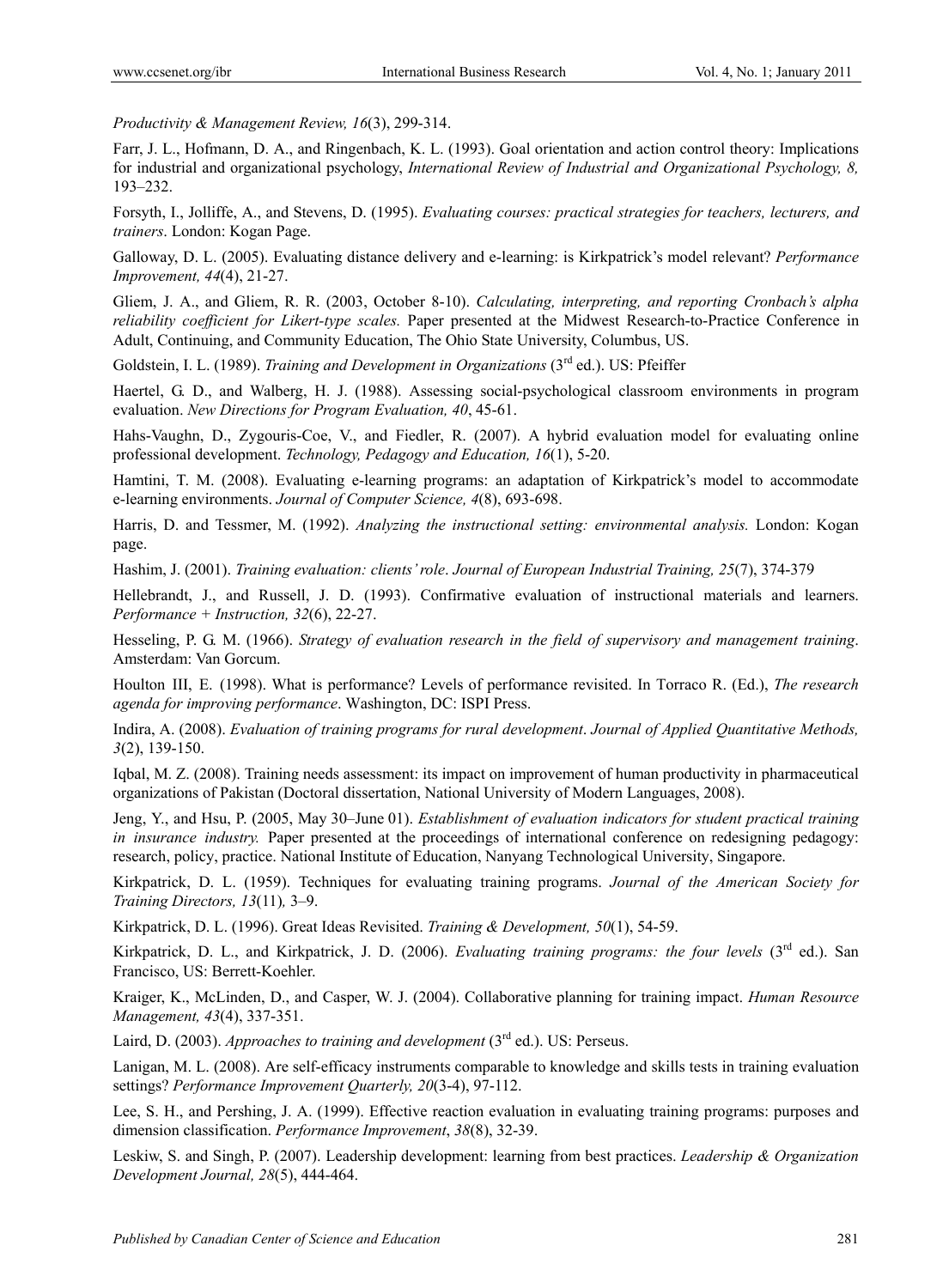*Productivity & Management Review, 16*(3), 299-314.

Farr, J. L., Hofmann, D. A., and Ringenbach, K. L. (1993). Goal orientation and action control theory: Implications for industrial and organizational psychology, *International Review of Industrial and Organizational Psychology, 8,* 193–232.

Forsyth, I., Jolliffe, A., and Stevens, D. (1995). *Evaluating courses: practical strategies for teachers, lecturers, and trainers*. London: Kogan Page.

Galloway, D. L. (2005). Evaluating distance delivery and e-learning: is Kirkpatrick's model relevant? *Performance Improvement, 44*(4), 21-27.

Gliem, J. A., and Gliem, R. R. (2003, October 8-10). *Calculating, interpreting, and reporting Cronbach's alpha reliability coefficient for Likert-type scales.* Paper presented at the Midwest Research-to-Practice Conference in Adult, Continuing, and Community Education, The Ohio State University, Columbus, US.

Goldstein, I. L. (1989). *Training and Development in Organizations* (3rd ed.). US: Pfeiffer

Haertel, G. D., and Walberg, H. J. (1988). Assessing social-psychological classroom environments in program evaluation. *New Directions for Program Evaluation, 40*, 45-61.

Hahs-Vaughn, D., Zygouris-Coe, V., and Fiedler, R. (2007). A hybrid evaluation model for evaluating online professional development. *Technology, Pedagogy and Education, 16*(1), 5-20.

Hamtini, T. M. (2008). Evaluating e-learning programs: an adaptation of Kirkpatrick's model to accommodate e-learning environments. *Journal of Computer Science, 4*(8), 693-698.

Harris, D. and Tessmer, M. (1992). *Analyzing the instructional setting: environmental analysis.* London: Kogan page.

Hashim, J. (2001). *Training evaluation: clients' role*. *Journal of European Industrial Training, 25*(7), 374-379

Hellebrandt, J., and Russell, J. D. (1993). Confirmative evaluation of instructional materials and learners. *Performance + Instruction, 32*(6), 22-27.

Hesseling, P. G. M. (1966). *Strategy of evaluation research in the field of supervisory and management training*. Amsterdam: Van Gorcum.

Houlton III, E. (1998). What is performance? Levels of performance revisited. In Torraco R. (Ed.), *The research agenda for improving performance*. Washington, DC: ISPI Press.

Indira, A. (2008). *Evaluation of training programs for rural development*. *Journal of Applied Quantitative Methods, 3*(2), 139-150.

Iqbal, M. Z. (2008). Training needs assessment: its impact on improvement of human productivity in pharmaceutical organizations of Pakistan (Doctoral dissertation, National University of Modern Languages, 2008).

Jeng, Y., and Hsu, P. (2005, May 30–June 01). *Establishment of evaluation indicators for student practical training in insurance industry.* Paper presented at the proceedings of international conference on redesigning pedagogy: research, policy, practice. National Institute of Education, Nanyang Technological University, Singapore.

Kirkpatrick, D. L. (1959). Techniques for evaluating training programs. *Journal of the American Society for Training Directors, 13*(11)*,* 3–9.

Kirkpatrick, D. L. (1996). Great Ideas Revisited. *Training & Development, 50*(1), 54-59.

Kirkpatrick, D. L., and Kirkpatrick, J. D. (2006). *Evaluating training programs: the four levels* (3rd ed.). San Francisco, US: Berrett-Koehler.

Kraiger, K., McLinden, D., and Casper, W. J. (2004). Collaborative planning for training impact. *Human Resource Management, 43*(4), 337-351.

Laird, D. (2003). *Approaches to training and development* (3rd ed.). US: Perseus.

Lanigan, M. L. (2008). Are self-efficacy instruments comparable to knowledge and skills tests in training evaluation settings? *Performance Improvement Quarterly, 20*(3-4), 97-112.

Lee, S. H., and Pershing, J. A. (1999). Effective reaction evaluation in evaluating training programs: purposes and dimension classification. *Performance Improvement*, *38*(8), 32-39.

Leskiw, S. and Singh, P. (2007). Leadership development: learning from best practices. *Leadership & Organization Development Journal, 28*(5), 444-464.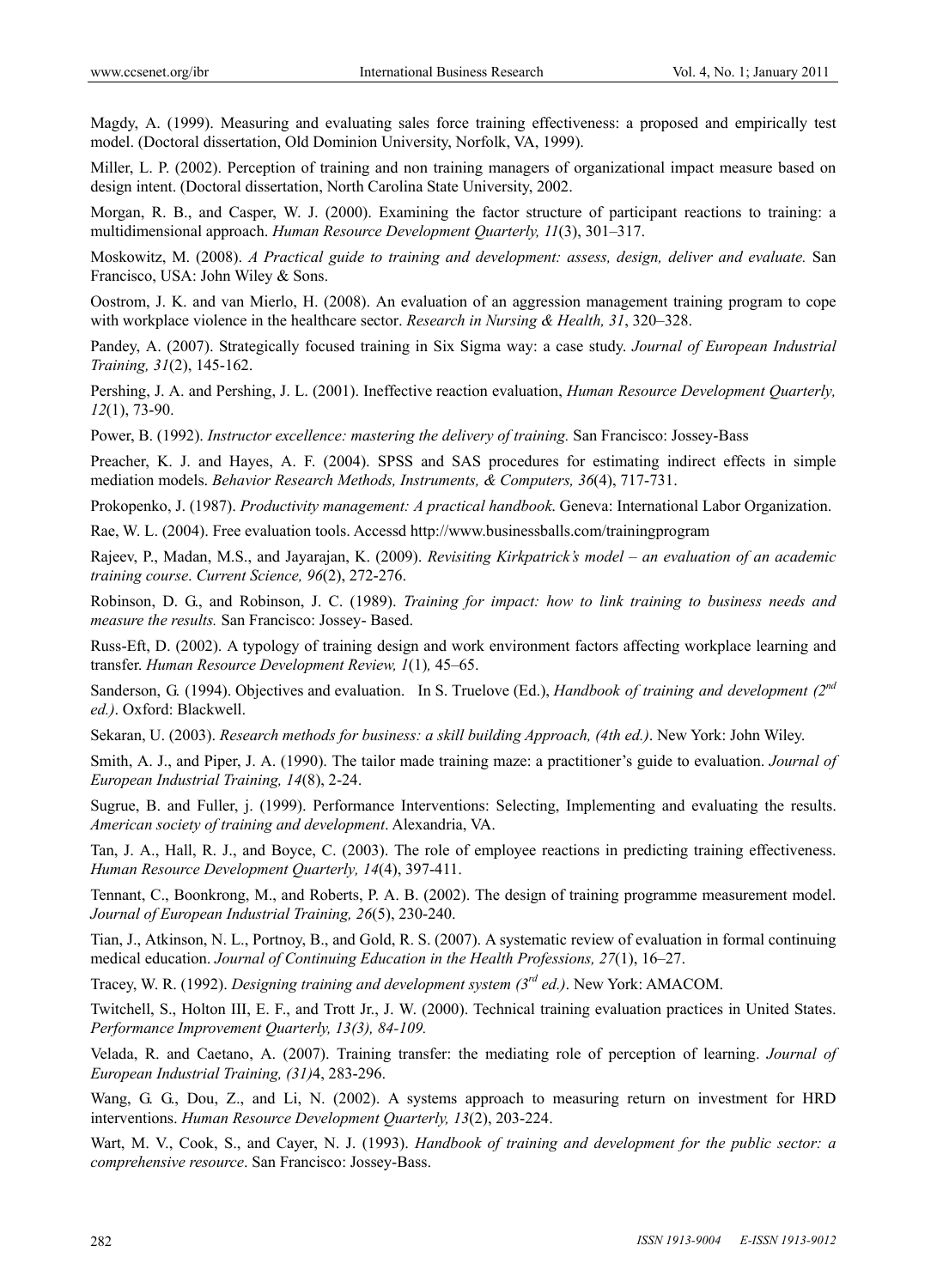Magdy, A. (1999). Measuring and evaluating sales force training effectiveness: a proposed and empirically test model. (Doctoral dissertation, Old Dominion University, Norfolk, VA, 1999).

Miller, L. P. (2002). Perception of training and non training managers of organizational impact measure based on design intent. (Doctoral dissertation, North Carolina State University, 2002.

Morgan, R. B., and Casper, W. J. (2000). Examining the factor structure of participant reactions to training: a multidimensional approach. *Human Resource Development Quarterly, 11*(3), 301–317.

Moskowitz, M. (2008). *A Practical guide to training and development: assess, design, deliver and evaluate.* San Francisco, USA: John Wiley & Sons.

Oostrom, J. K. and van Mierlo, H. (2008). An evaluation of an aggression management training program to cope with workplace violence in the healthcare sector. *Research in Nursing & Health, 31*, 320–328.

Pandey, A. (2007). Strategically focused training in Six Sigma way: a case study. *Journal of European Industrial Training, 31*(2), 145-162.

Pershing, J. A. and Pershing, J. L. (2001). Ineffective reaction evaluation, *Human Resource Development Quarterly, 12*(1), 73-90.

Power, B. (1992). *Instructor excellence: mastering the delivery of training.* San Francisco: Jossey-Bass

Preacher, K. J. and Hayes, A. F. (2004). SPSS and SAS procedures for estimating indirect effects in simple mediation models. *Behavior Research Methods, Instruments, & Computers, 36*(4), 717-731.

Prokopenko, J. (1987). *Productivity management: A practical handbook*. Geneva: International Labor Organization.

Rae, W. L. (2004). Free evaluation tools. Accessd http://www.businessballs.com/trainingprogram

Rajeev, P., Madan, M.S., and Jayarajan, K. (2009). *Revisiting Kirkpatrick's model – an evaluation of an academic training course*. *Current Science, 96*(2), 272-276.

Robinson, D. G., and Robinson, J. C. (1989). *Training for impact: how to link training to business needs and measure the results.* San Francisco: Jossey- Based.

Russ-Eft, D. (2002). A typology of training design and work environment factors affecting workplace learning and transfer. *Human Resource Development Review, 1*(1)*,* 45–65.

Sanderson, G. (1994). Objectives and evaluation. In S. Truelove (Ed.), *Handbook of training and development (2nd ed.)*. Oxford: Blackwell.

Sekaran, U. (2003). *Research methods for business: a skill building Approach, (4th ed.)*. New York: John Wiley.

Smith, A. J., and Piper, J. A. (1990). The tailor made training maze: a practitioner's guide to evaluation. *Journal of European Industrial Training, 14*(8), 2-24.

Sugrue, B. and Fuller, j. (1999). Performance Interventions: Selecting, Implementing and evaluating the results. *American society of training and development*. Alexandria, VA.

Tan, J. A., Hall, R. J., and Boyce, C. (2003). The role of employee reactions in predicting training effectiveness. *Human Resource Development Quarterly, 14*(4), 397-411.

Tennant, C., Boonkrong, M., and Roberts, P. A. B. (2002). The design of training programme measurement model. *Journal of European Industrial Training, 26*(5), 230-240.

Tian, J., Atkinson, N. L., Portnoy, B., and Gold, R. S. (2007). A systematic review of evaluation in formal continuing medical education. *Journal of Continuing Education in the Health Professions, 27*(1), 16–27.

Tracey, W. R. (1992). *Designing training and development system (3rd ed.)*. New York: AMACOM.

Twitchell, S., Holton III, E. F., and Trott Jr., J. W. (2000). Technical training evaluation practices in United States. *Performance Improvement Quarterly, 13(3), 84-109.*

Velada, R. and Caetano, A. (2007). Training transfer: the mediating role of perception of learning. *Journal of European Industrial Training, (31)*4, 283-296.

Wang, G. G., Dou, Z., and Li, N. (2002). A systems approach to measuring return on investment for HRD interventions. *Human Resource Development Quarterly, 13*(2), 203-224.

Wart, M. V., Cook, S., and Cayer, N. J. (1993). *Handbook of training and development for the public sector: a comprehensive resource*. San Francisco: Jossey-Bass.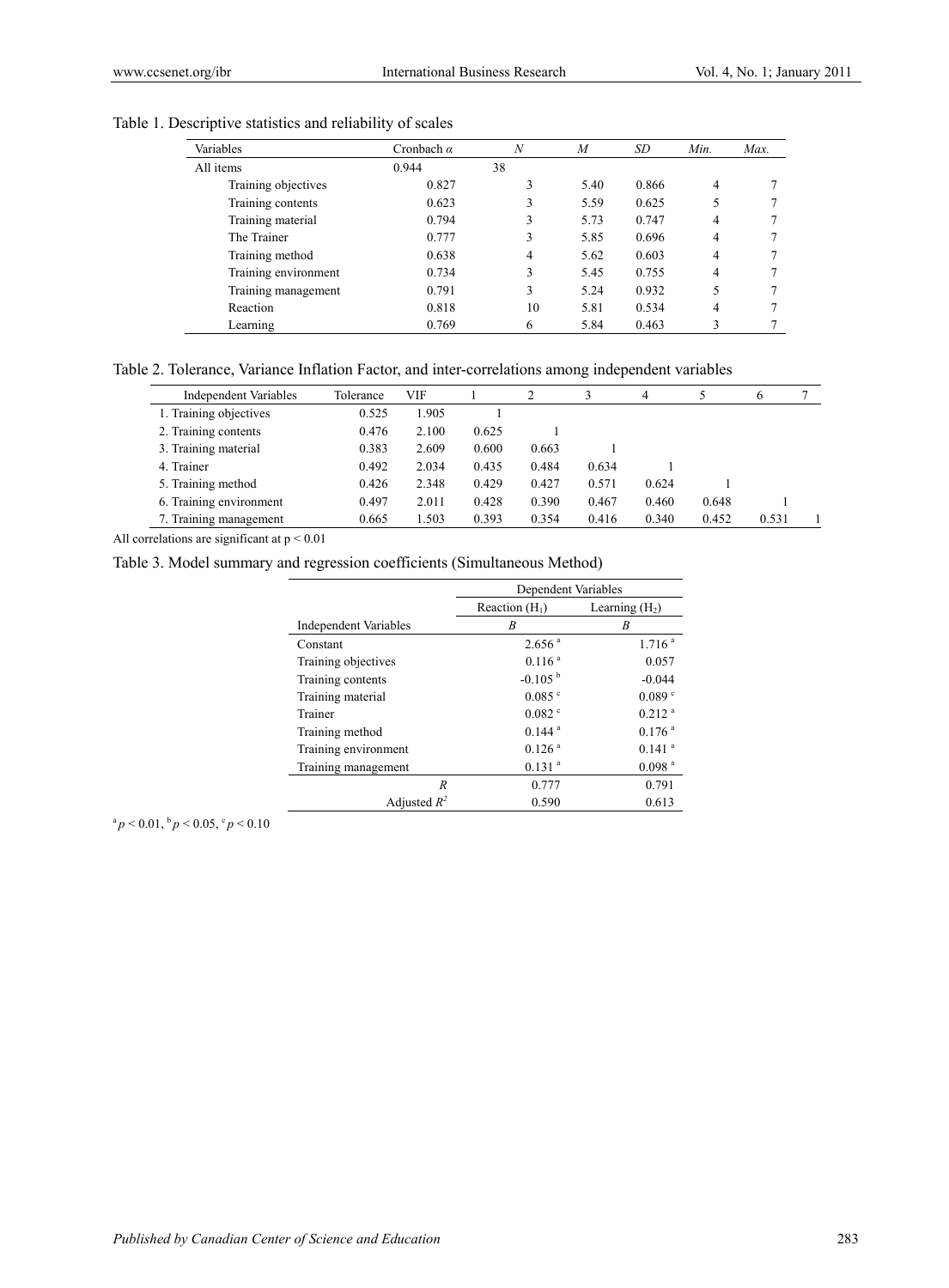Table 1. Descriptive statistics and reliability of scales

| Variables | Cronbach $\alpha$ | $N$ | $M$ | $SD$ | $Min.$ | $Max.$ |
|---|---|---|---|---|---|---|
| All items | 0.944 | 38 | | | | |
| Training objectives | 0.827 | 3 | 5.40 | 0.866 | 4 | 7 |
| Training contents | 0.623 | 3 | 5.59 | 0.625 | 5 | 7 |
| Training material | 0.794 | 3 | 5.73 | 0.747 | 4 | 7 |
| The Trainer | 0.777 | 3 | 5.85 | 0.696 | 4 | 7 |
| Training method | 0.638 | 4 | 5.62 | 0.603 | 4 | 7 |
| Training environment | 0.734 | 3 | 5.45 | 0.755 | 4 | 7 |
| Training management | 0.791 | 3 | 5.24 | 0.932 | 5 | 7 |
| Reaction | 0.818 | 10 | 5.81 | 0.534 | 4 | 7 |
| Learning | 0.769 | 6 | 5.84 | 0.463 | 3 | 7 |

Table 2. Tolerance, Variance Inflation Factor, and inter-correlations among independent variables

| Independent Variables | Tolerance | VIF | 1 | 2 | 3 | 4 | 5 | 6 | 7 |
|---|---|---|---|---|---|---|---|---|---|
| 1. Training objectives | 0.525 | 1.905 | 1 | | | | | | |
| 2. Training contents | 0.476 | 2.100 | 0.625 | 1 | | | | | |
| 3. Training material | 0.383 | 2.609 | 0.600 | 0.663 | 1 | | | | |
| 4. Trainer | 0.492 | 2.034 | 0.435 | 0.484 | 0.634 | 1 | | | |
| 5. Training method | 0.426 | 2.348 | 0.429 | 0.427 | 0.571 | 0.624 | 1 | | |
| 6. Training environment | 0.497 | 2.011 | 0.428 | 0.390 | 0.467 | 0.460 | 0.648 | 1 | |
| 7. Training management | 0.665 | 1.503 | 0.393 | 0.354 | 0.416 | 0.340 | 0.452 | 0.531 | 1 |

All correlations are significant at $p < 0.01$

Table 3. Model summary and regression coefficients (Simultaneous Method)

| | Dependent Variables | |
|---|---|---|
| | Reaction ($H_1$) | Learning ($H_2$) |
| Independent Variables | $B$ | $B$ |
| Constant | 2.656 [a] | 1.716 [a] |
| Training objectives | 0.116 [a] | 0.057 |
| Training contents | -0.105 [b] | -0.044 |
| Training material | 0.085 [c] | 0.089 [c] |
| Trainer | 0.082 [c] | 0.212 [a] |
| Training method | 0.144 [a] | 0.176 [a] |
| Training environment | 0.126 [a] | 0.141 [a] |
| Training management | 0.131 [a] | 0.098 [a] |
| $R$ | 0.777 | 0.791 |
| Adjusted $R^2$ | 0.590 | 0.613 |

[a] $p < 0.01$, [b] $p < 0.05$, [c] $p < 0.10$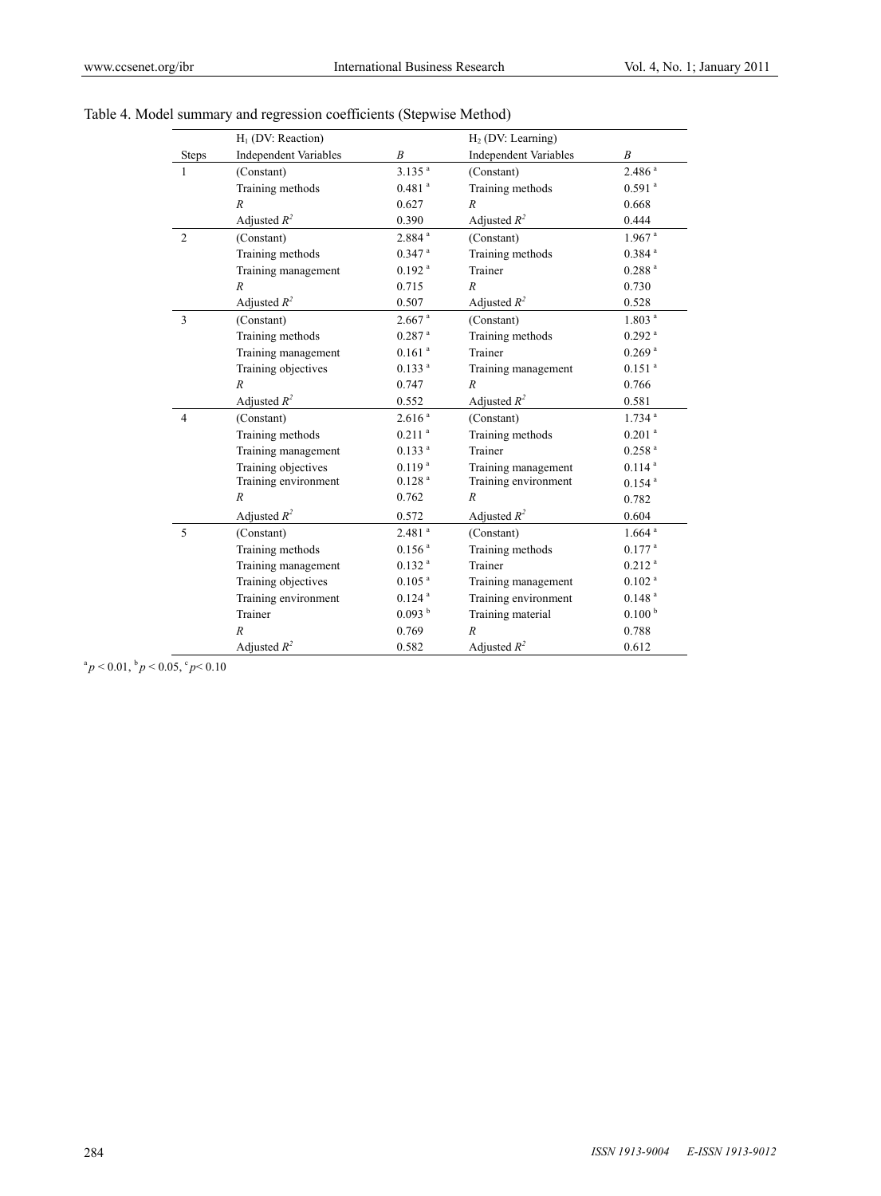Table 4. Model summary and regression coefficients (Stepwise Method)

| | $H_1$ (DV: Reaction) | | $H_2$ (DV: Learning) | |
|---|---|---|---|---|
| Steps | Independent Variables | *B* | Independent Variables | *B* |
| 1 | (Constant) | 3.135 [a] | (Constant) | 2.486 [a] |
| | Training methods | 0.481 [a] | Training methods | 0.591 [a] |
| | *R* | 0.627 | *R* | 0.668 |
| | Adjusted $R^2$ | 0.390 | Adjusted $R^2$ | 0.444 |
| 2 | (Constant) | 2.884 [a] | (Constant) | 1.967 [a] |
| | Training methods | 0.347 [a] | Training methods | 0.384 [a] |
| | Training management | 0.192 [a] | Trainer | 0.288 [a] |
| | *R* | 0.715 | *R* | 0.730 |
| | Adjusted $R^2$ | 0.507 | Adjusted $R^2$ | 0.528 |
| 3 | (Constant) | 2.667 [a] | (Constant) | 1.803 [a] |
| | Training methods | 0.287 [a] | Training methods | 0.292 [a] |
| | Training management | 0.161 [a] | Trainer | 0.269 [a] |
| | Training objectives | 0.133 [a] | Training management | 0.151 [a] |
| | *R* | 0.747 | *R* | 0.766 |
| | Adjusted $R^2$ | 0.552 | Adjusted $R^2$ | 0.581 |
| 4 | (Constant) | 2.616 [a] | (Constant) | 1.734 [a] |
| | Training methods | 0.211 [a] | Training methods | 0.201 [a] |
| | Training management | 0.133 [a] | Trainer | 0.258 [a] |
| | Training objectives | 0.119 [a] | Training management | 0.114 [a] |
| | Training environment | 0.128 [a] | Training environment | 0.154 [a] |
| | *R* | 0.762 | *R* | 0.782 |
| | Adjusted $R^2$ | 0.572 | Adjusted $R^2$ | 0.604 |
| 5 | (Constant) | 2.481 [a] | (Constant) | 1.664 [a] |
| | Training methods | 0.156 [a] | Training methods | 0.177 [a] |
| | Training management | 0.132 [a] | Trainer | 0.212 [a] |
| | Training objectives | 0.105 [a] | Training management | 0.102 [a] |
| | Training environment | 0.124 [a] | Training environment | 0.148 [a] |
| | Trainer | 0.093 [b] | Training material | 0.100 [b] |
| | *R* | 0.769 | *R* | 0.788 |
| | Adjusted $R^2$ | 0.582 | Adjusted $R^2$ | 0.612 |

[a] $p < 0.01$, [b] $p < 0.05$, [c] $p < 0.10$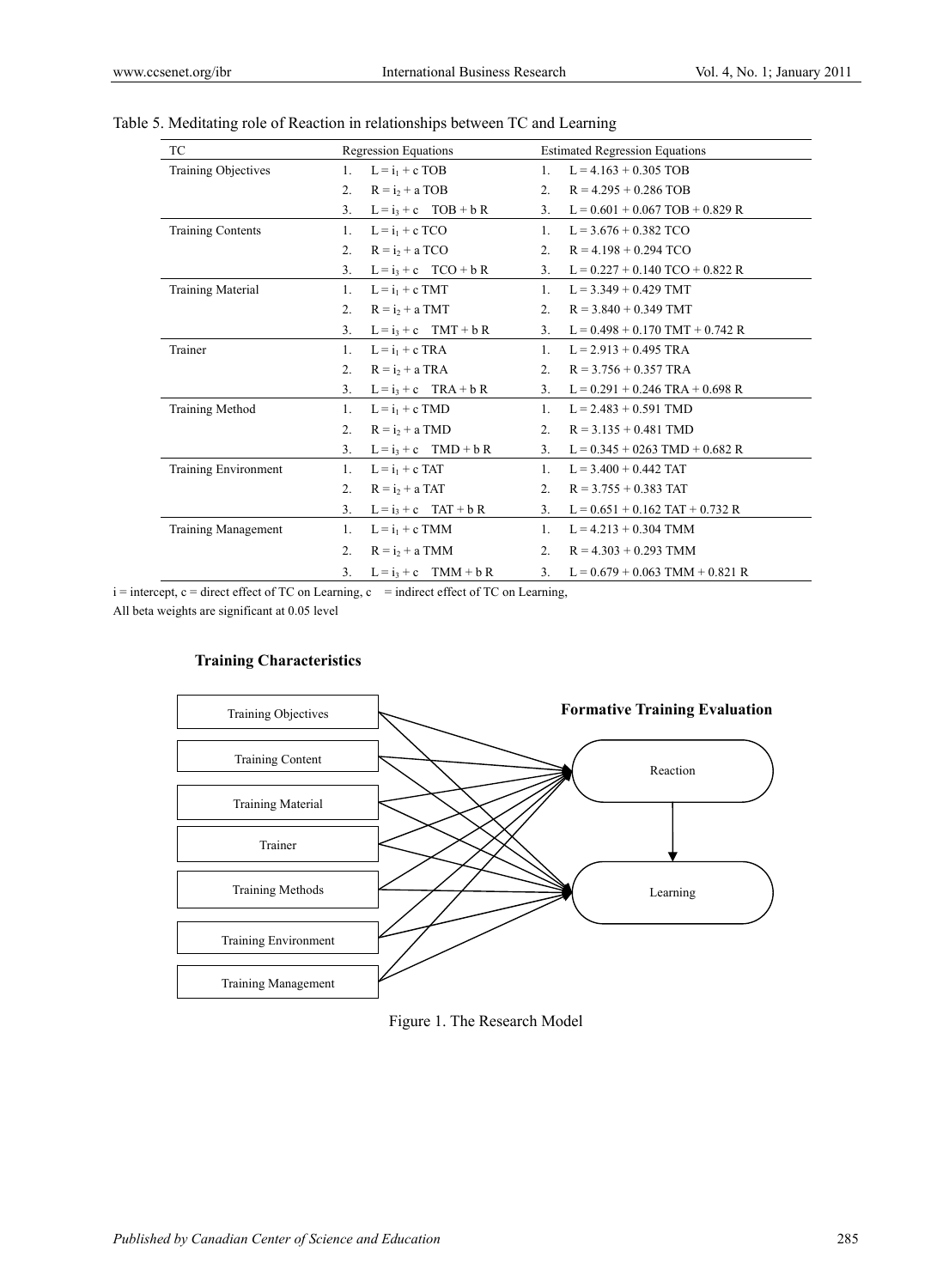Table 5. Meditating role of Reaction in relationships between TC and Learning

| TC | Regression Equations | Estimated Regression Equations |
|---|---|---|
| Training Objectives | 1. $L = i_1 + c$ TOB | 1. L = 4.163 + 0.305 TOB |
| | 2. $R = i_2 + a$ TOB | 2. R = 4.295 + 0.286 TOB |
| | 3. $L = i_3 + c$ TOB + b R | 3. L = 0.601 + 0.067 TOB + 0.829 R |
| Training Contents | 1. $L = i_1 + c$ TCO | 1. L = 3.676 + 0.382 TCO |
| | 2. $R = i_2 + a$ TCO | 2. R = 4.198 + 0.294 TCO |
| | 3. $L = i_3 + c$ TCO + b R | 3. L = 0.227 + 0.140 TCO + 0.822 R |
| Training Material | 1. $L = i_1 + c$ TMT | 1. L = 3.349 + 0.429 TMT |
| | 2. $R = i_2 + a$ TMT | 2. R = 3.840 + 0.349 TMT |
| | 3. $L = i_3 + c$ TMT + b R | 3. L = 0.498 + 0.170 TMT + 0.742 R |
| Trainer | 1. $L = i_1 + c$ TRA | 1. L = 2.913 + 0.495 TRA |
| | 2. $R = i_2 + a$ TRA | 2. R = 3.756 + 0.357 TRA |
| | 3. $L = i_3 + c$ TRA + b R | 3. L = 0.291 + 0.246 TRA + 0.698 R |
| Training Method | 1. $L = i_1 + c$ TMD | 1. L = 2.483 + 0.591 TMD |
| | 2. $R = i_2 + a$ TMD | 2. R = 3.135 + 0.481 TMD |
| | 3. $L = i_3 + c$ TMD + b R | 3. L = 0.345 + 0263 TMD + 0.682 R |
| Training Environment | 1. $L = i_1 + c$ TAT | 1. L = 3.400 + 0.442 TAT |
| | 2. $R = i_2 + a$ TAT | 2. R = 3.755 + 0.383 TAT |
| | 3. $L = i_3 + c$ TAT + b R | 3. L = 0.651 + 0.162 TAT + 0.732 R |
| Training Management | 1. $L = i_1 + c$ TMM | 1. L = 4.213 + 0.304 TMM |
| | 2. $R = i_2 + a$ TMM | 2. R = 4.303 + 0.293 TMM |
| | 3. $L = i_3 + c$ TMM + b R | 3. L = 0.679 + 0.063 TMM + 0.821 R |

i = intercept, c = direct effect of TC on Learning, c = indirect effect of TC on Learning,

All beta weights are significant at 0.05 level

**Training Characteristics**

Training Objectives

Training Content

Training Material

Trainer

Training Methods

Training Environment

Training Management

**Formative Training Evaluation**

Reaction

Learning

Figure 1. The Research Model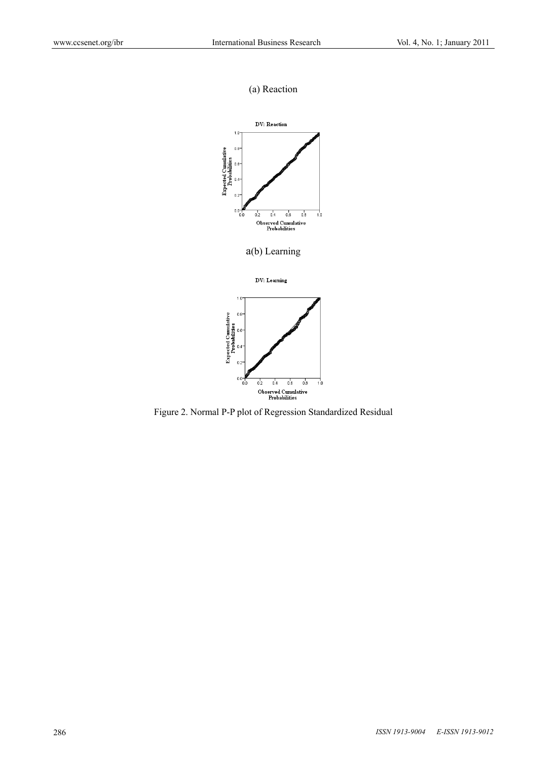(a) Reaction

DV: Reaction

1.0
0.8
0.6
0.4
0.2
0.0

Expected Cumulative Probabilities

0.0 0.2 0.4 0.6 0.8 1.0

Observed Cumulative Probabilities

a(b) Learning

DV: Learning

1.0
0.8
0.6
0.4
0.2
0.0

Expected Cumulative Probabilities

0.0 0.2 0.4 0.6 0.8 1.0

Observed Cumulative Probabilities

Figure 2. Normal P-P plot of Regression Standardized Residual